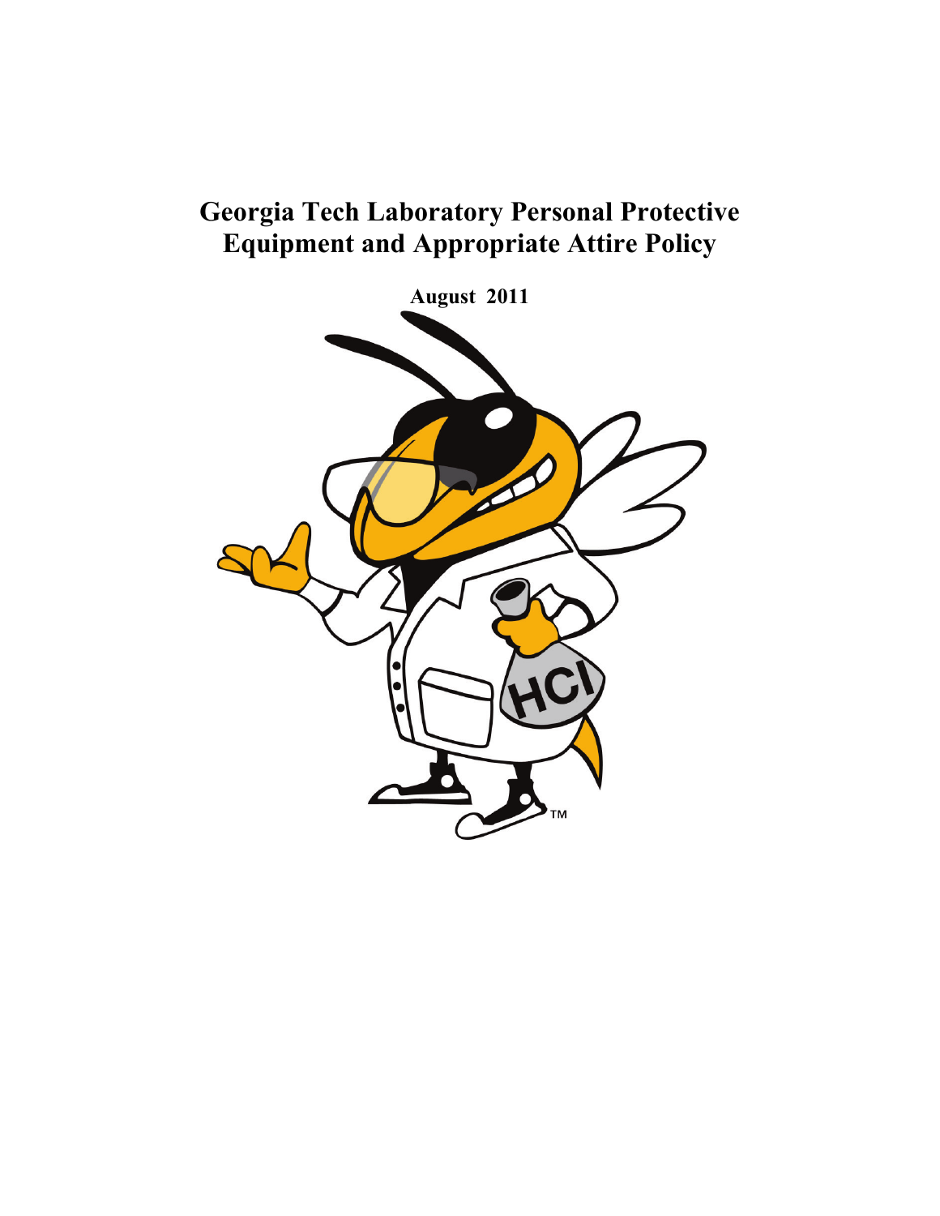# Georgia Tech Laboratory Personal Protective Equipment and Appropriate Attire Policy

**August 2011**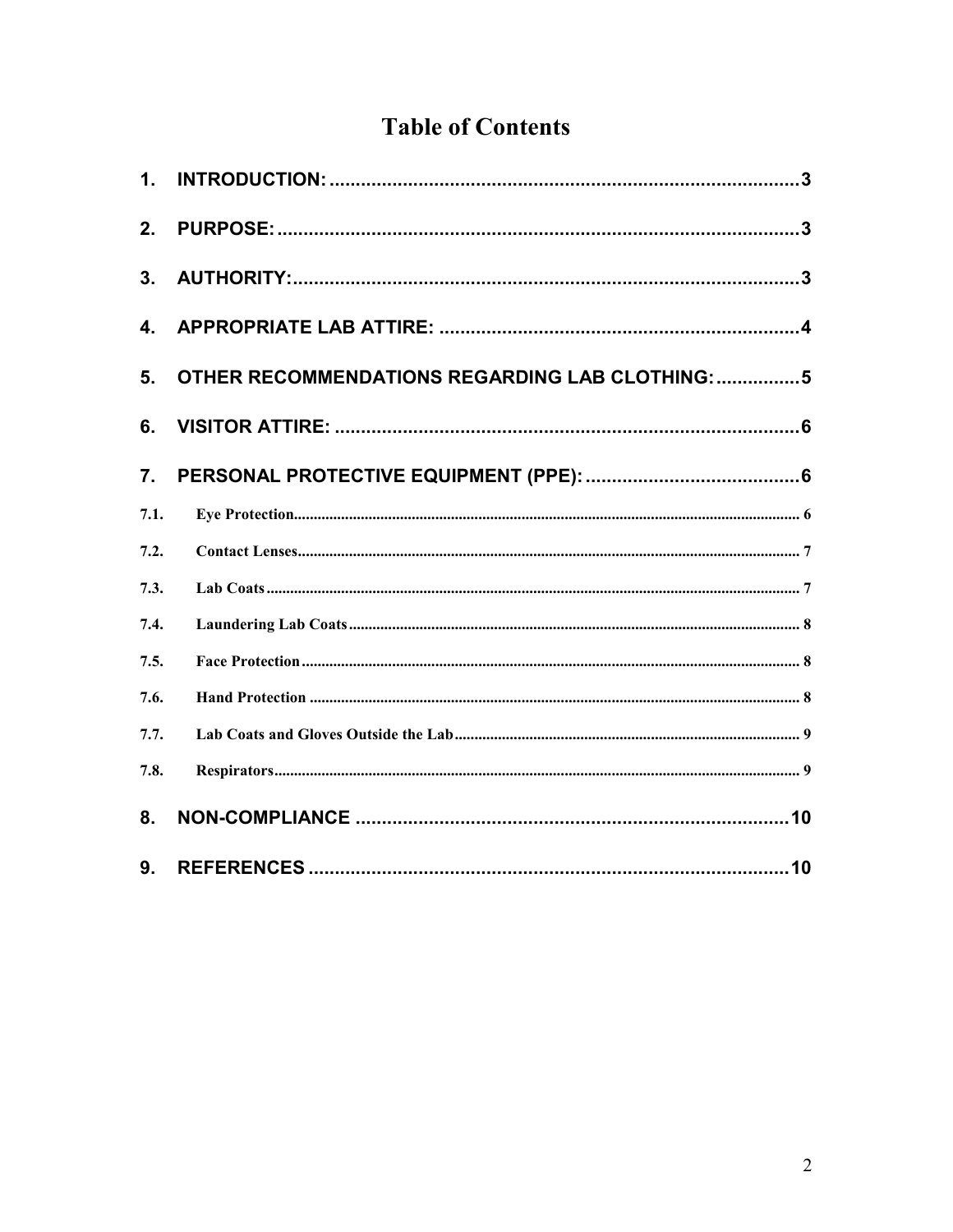# Table of Contents

1. INTRODUCTION: ..... 3
2. PURPOSE: ..... 3
3. AUTHORITY: ..... 3
4. APPROPRIATE LAB ATTIRE: ..... 4
5. OTHER RECOMMENDATIONS REGARDING LAB CLOTHING: ..... 5
6. VISITOR ATTIRE: ..... 6
7. PERSONAL PROTECTIVE EQUIPMENT (PPE): ..... 6
   - 7.1. Eye Protection ..... 6
   - 7.2. Contact Lenses ..... 7
   - 7.3. Lab Coats ..... 7
   - 7.4. Laundering Lab Coats ..... 8
   - 7.5. Face Protection ..... 8
   - 7.6. Hand Protection ..... 8
   - 7.7. Lab Coats and Gloves Outside the Lab ..... 9
   - 7.8. Respirators ..... 9
8. NON-COMPLIANCE ..... 10
9. REFERENCES ..... 10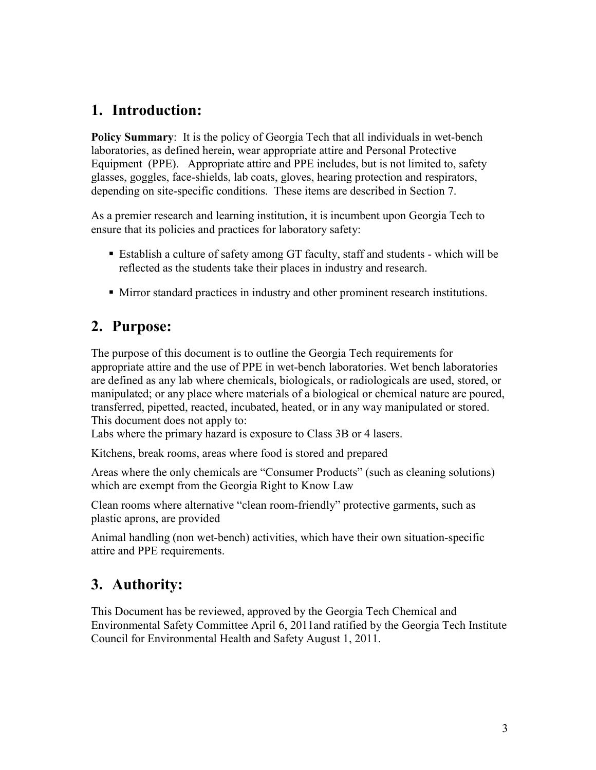## 1. Introduction:

**Policy Summary**: It is the policy of Georgia Tech that all individuals in wet-bench laboratories, as defined herein, wear appropriate attire and Personal Protective Equipment (PPE). Appropriate attire and PPE includes, but is not limited to, safety glasses, goggles, face-shields, lab coats, gloves, hearing protection and respirators, depending on site-specific conditions. These items are described in Section 7.

As a premier research and learning institution, it is incumbent upon Georgia Tech to ensure that its policies and practices for laboratory safety:

- Establish a culture of safety among GT faculty, staff and students - which will be reflected as the students take their places in industry and research.
- Mirror standard practices in industry and other prominent research institutions.

## 2. Purpose:

The purpose of this document is to outline the Georgia Tech requirements for appropriate attire and the use of PPE in wet-bench laboratories. Wet bench laboratories are defined as any lab where chemicals, biologicals, or radiologicals are used, stored, or manipulated; or any place where materials of a biological or chemical nature are poured, transferred, pipetted, reacted, incubated, heated, or in any way manipulated or stored. This document does not apply to:

Labs where the primary hazard is exposure to Class 3B or 4 lasers.

Kitchens, break rooms, areas where food is stored and prepared

Areas where the only chemicals are "Consumer Products" (such as cleaning solutions) which are exempt from the Georgia Right to Know Law

Clean rooms where alternative "clean room-friendly" protective garments, such as plastic aprons, are provided

Animal handling (non wet-bench) activities, which have their own situation-specific attire and PPE requirements.

## 3. Authority:

This Document has be reviewed, approved by the Georgia Tech Chemical and Environmental Safety Committee April 6, 2011and ratified by the Georgia Tech Institute Council for Environmental Health and Safety August 1, 2011.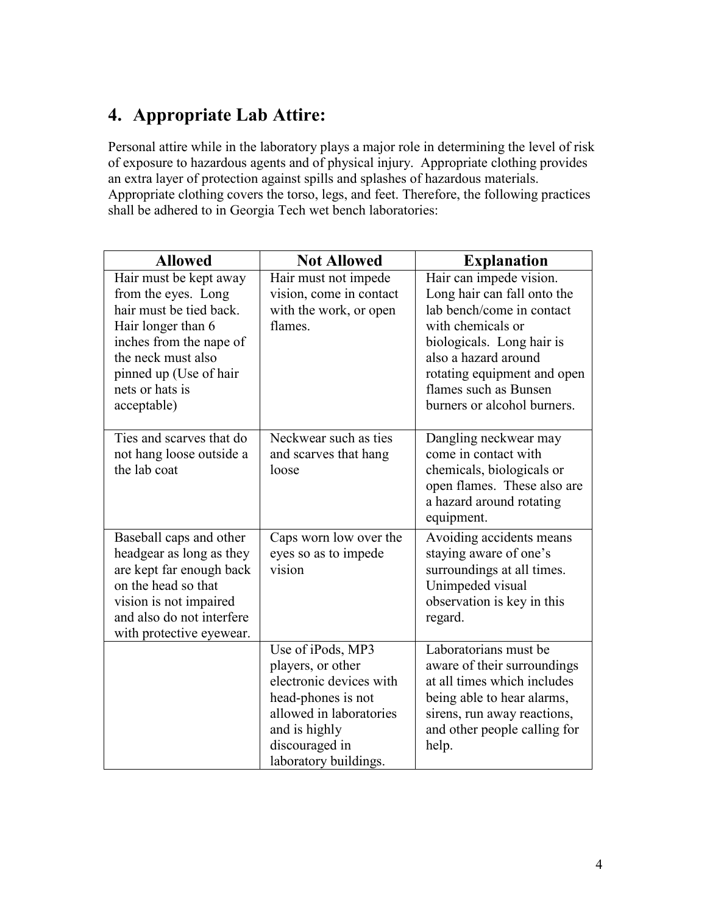## 4. Appropriate Lab Attire:

Personal attire while in the laboratory plays a major role in determining the level of risk of exposure to hazardous agents and of physical injury. Appropriate clothing provides an extra layer of protection against spills and splashes of hazardous materials. Appropriate clothing covers the torso, legs, and feet. Therefore, the following practices shall be adhered to in Georgia Tech wet bench laboratories:

| Allowed | Not Allowed | Explanation |
| --- | --- | --- |
| Hair must be kept away from the eyes. Long hair must be tied back. Hair longer than 6 inches from the nape of the neck must also pinned up (Use of hair nets or hats is acceptable) | Hair must not impede vision, come in contact with the work, or open flames. | Hair can impede vision. Long hair can fall onto the lab bench/come in contact with chemicals or biologicals. Long hair is also a hazard around rotating equipment and open flames such as Bunsen burners or alcohol burners. |
| Ties and scarves that do not hang loose outside a the lab coat | Neckwear such as ties and scarves that hang loose | Dangling neckwear may come in contact with chemicals, biologicals or open flames. These also are a hazard around rotating equipment. |
| Baseball caps and other headgear as long as they are kept far enough back on the head so that vision is not impaired and also do not interfere with protective eyewear. | Caps worn low over the eyes so as to impede vision | Avoiding accidents means staying aware of one's surroundings at all times. Unimpeded visual observation is key in this regard. |
| | Use of iPods, MP3 players, or other electronic devices with head-phones is not allowed in laboratories and is highly discouraged in laboratory buildings. | Laboratorians must be aware of their surroundings at all times which includes being able to hear alarms, sirens, run away reactions, and other people calling for help. |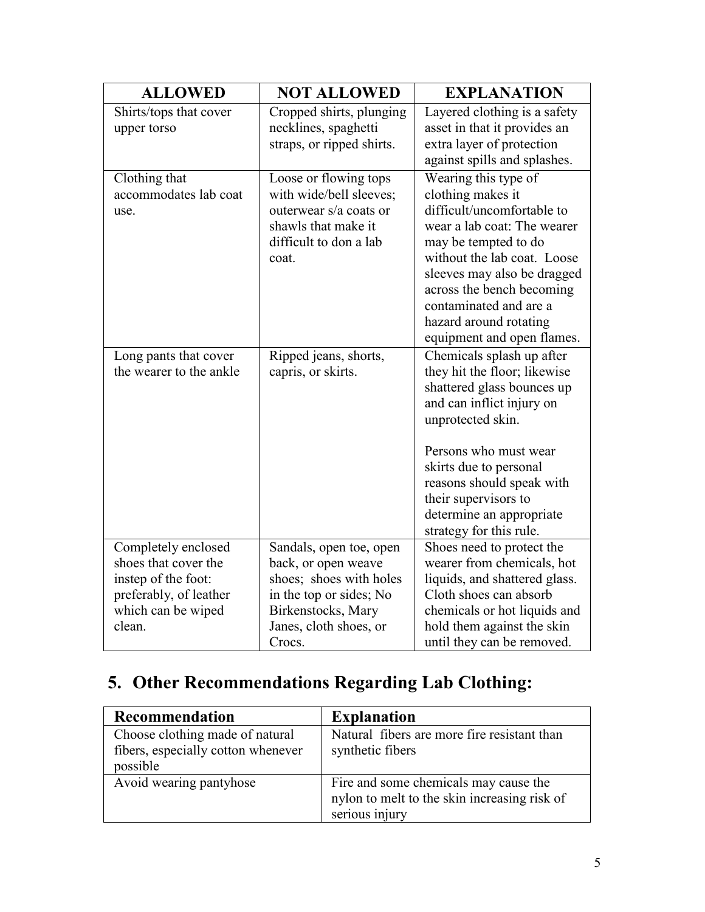| ALLOWED | NOT ALLOWED | EXPLANATION |
|---|---|---|
| Shirts/tops that cover upper torso | Cropped shirts, plunging necklines, spaghetti straps, or ripped shirts. | Layered clothing is a safety asset in that it provides an extra layer of protection against spills and splashes. |
| Clothing that accommodates lab coat use. | Loose or flowing tops with wide/bell sleeves; outerwear s/a coats or shawls that make it difficult to don a lab coat. | Wearing this type of clothing makes it difficult/uncomfortable to wear a lab coat: The wearer may be tempted to do without the lab coat. Loose sleeves may also be dragged across the bench becoming contaminated and are a hazard around rotating equipment and open flames. |
| Long pants that cover the wearer to the ankle | Ripped jeans, shorts, capris, or skirts. | Chemicals splash up after they hit the floor; likewise shattered glass bounces up and can inflict injury on unprotected skin.<br><br>Persons who must wear skirts due to personal reasons should speak with their supervisors to determine an appropriate strategy for this rule. |
| Completely enclosed shoes that cover the instep of the foot: preferably, of leather which can be wiped clean. | Sandals, open toe, open back, or open weave shoes; shoes with holes in the top or sides; No Birkenstocks, Mary Janes, cloth shoes, or Crocs. | Shoes need to protect the wearer from chemicals, hot liquids, and shattered glass. Cloth shoes can absorb chemicals or hot liquids and hold them against the skin until they can be removed. |

## 5. Other Recommendations Regarding Lab Clothing:

| Recommendation | Explanation |
|---|---|
| Choose clothing made of natural fibers, especially cotton whenever possible | Natural fibers are more fire resistant than synthetic fibers |
| Avoid wearing pantyhose | Fire and some chemicals may cause the nylon to melt to the skin increasing risk of serious injury |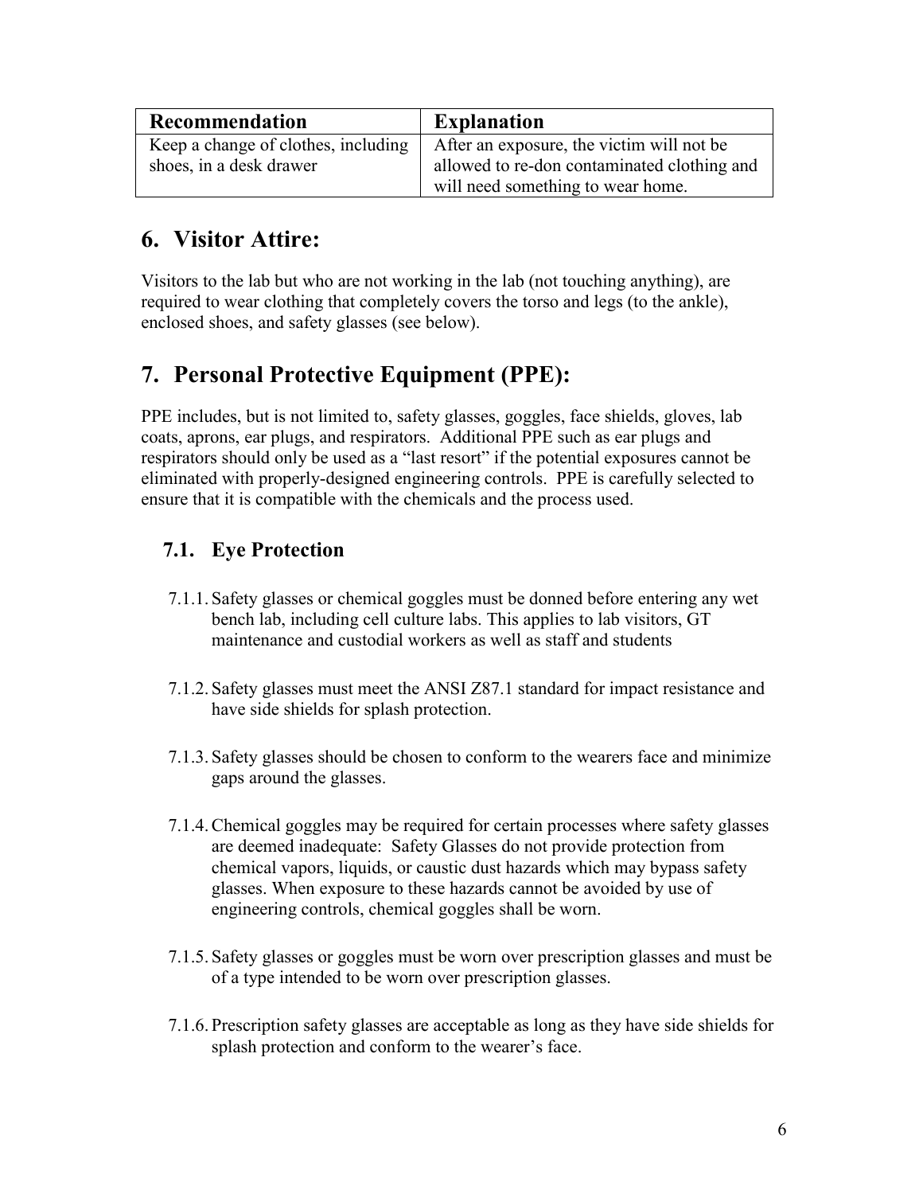| Recommendation | Explanation |
| --- | --- |
| Keep a change of clothes, including shoes, in a desk drawer | After an exposure, the victim will not be allowed to re-don contaminated clothing and will need something to wear home. |

## 6. Visitor Attire:

Visitors to the lab but who are not working in the lab (not touching anything), are required to wear clothing that completely covers the torso and legs (to the ankle), enclosed shoes, and safety glasses (see below).

## 7. Personal Protective Equipment (PPE):

PPE includes, but is not limited to, safety glasses, goggles, face shields, gloves, lab coats, aprons, ear plugs, and respirators. Additional PPE such as ear plugs and respirators should only be used as a "last resort" if the potential exposures cannot be eliminated with properly-designed engineering controls. PPE is carefully selected to ensure that it is compatible with the chemicals and the process used.

### 7.1. Eye Protection

7.1.1. Safety glasses or chemical goggles must be donned before entering any wet bench lab, including cell culture labs. This applies to lab visitors, GT maintenance and custodial workers as well as staff and students

7.1.2. Safety glasses must meet the ANSI Z87.1 standard for impact resistance and have side shields for splash protection.

7.1.3. Safety glasses should be chosen to conform to the wearers face and minimize gaps around the glasses.

7.1.4. Chemical goggles may be required for certain processes where safety glasses are deemed inadequate: Safety Glasses do not provide protection from chemical vapors, liquids, or caustic dust hazards which may bypass safety glasses. When exposure to these hazards cannot be avoided by use of engineering controls, chemical goggles shall be worn.

7.1.5. Safety glasses or goggles must be worn over prescription glasses and must be of a type intended to be worn over prescription glasses.

7.1.6. Prescription safety glasses are acceptable as long as they have side shields for splash protection and conform to the wearer's face.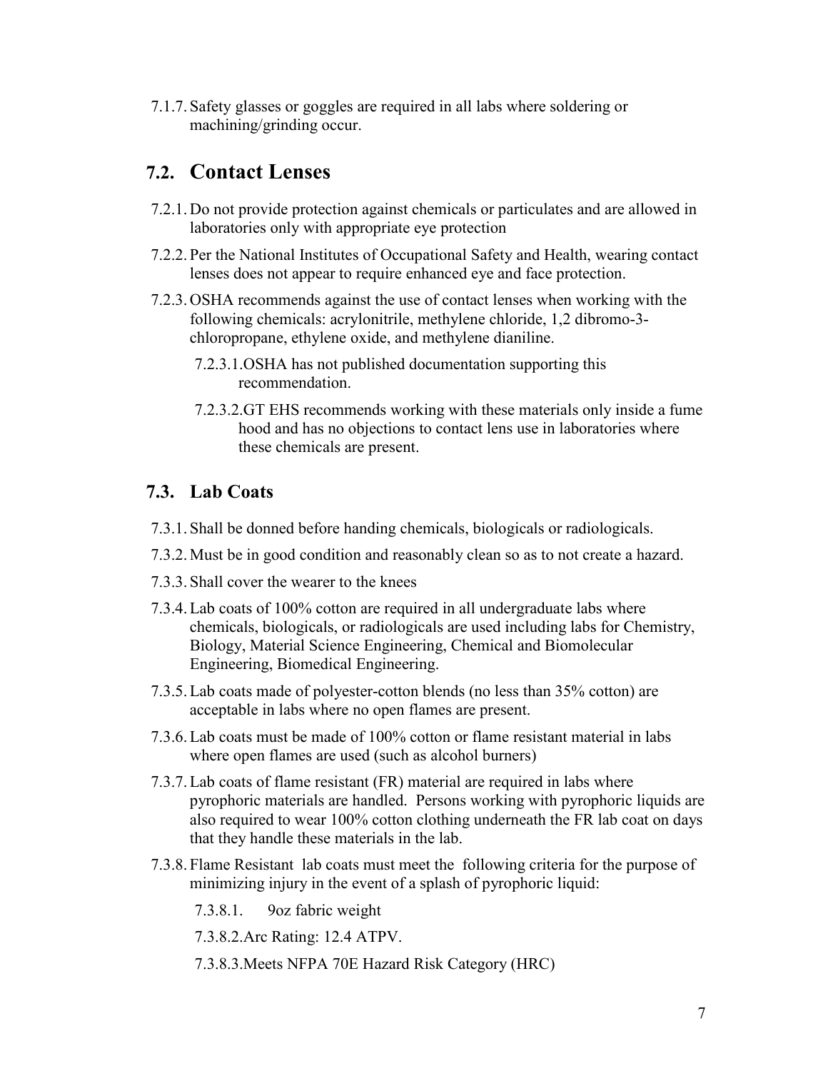7.1.7. Safety glasses or goggles are required in all labs where soldering or machining/grinding occur.

## 7.2. Contact Lenses

7.2.1. Do not provide protection against chemicals or particulates and are allowed in laboratories only with appropriate eye protection

7.2.2. Per the National Institutes of Occupational Safety and Health, wearing contact lenses does not appear to require enhanced eye and face protection.

7.2.3. OSHA recommends against the use of contact lenses when working with the following chemicals: acrylonitrile, methylene chloride, 1,2 dibromo-3-chloropropane, ethylene oxide, and methylene dianiline.

7.2.3.1. OSHA has not published documentation supporting this recommendation.

7.2.3.2. GT EHS recommends working with these materials only inside a fume hood and has no objections to contact lens use in laboratories where these chemicals are present.

## 7.3. Lab Coats

7.3.1. Shall be donned before handing chemicals, biologicals or radiologicals.

7.3.2. Must be in good condition and reasonably clean so as to not create a hazard.

7.3.3. Shall cover the wearer to the knees

7.3.4. Lab coats of 100% cotton are required in all undergraduate labs where chemicals, biologicals, or radiologicals are used including labs for Chemistry, Biology, Material Science Engineering, Chemical and Biomolecular Engineering, Biomedical Engineering.

7.3.5. Lab coats made of polyester-cotton blends (no less than 35% cotton) are acceptable in labs where no open flames are present.

7.3.6. Lab coats must be made of 100% cotton or flame resistant material in labs where open flames are used (such as alcohol burners)

7.3.7. Lab coats of flame resistant (FR) material are required in labs where pyrophoric materials are handled. Persons working with pyrophoric liquids are also required to wear 100% cotton clothing underneath the FR lab coat on days that they handle these materials in the lab.

7.3.8. Flame Resistant lab coats must meet the following criteria for the purpose of minimizing injury in the event of a splash of pyrophoric liquid:

7.3.8.1. 9oz fabric weight

7.3.8.2. Arc Rating: 12.4 ATPV.

7.3.8.3. Meets NFPA 70E Hazard Risk Category (HRC)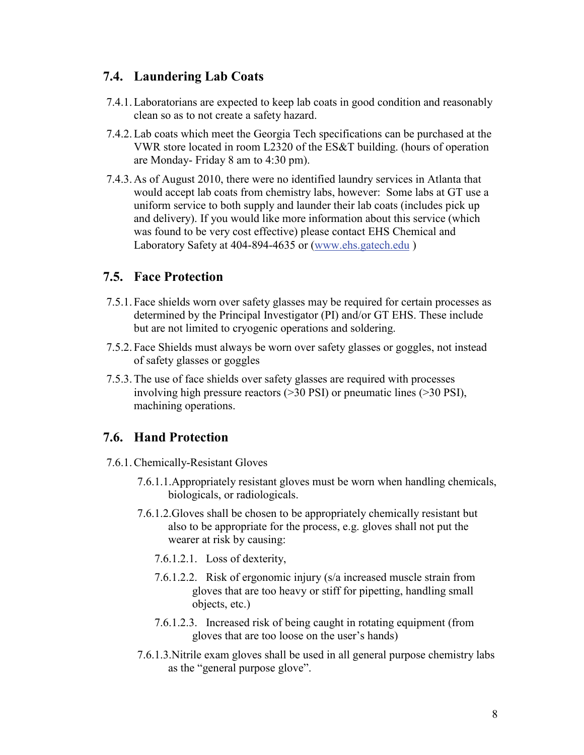## 7.4. Laundering Lab Coats

7.4.1. Laboratorians are expected to keep lab coats in good condition and reasonably clean so as to not create a safety hazard.

7.4.2. Lab coats which meet the Georgia Tech specifications can be purchased at the VWR store located in room L2320 of the ES&T building. (hours of operation are Monday- Friday 8 am to 4:30 pm).

7.4.3. As of August 2010, there were no identified laundry services in Atlanta that would accept lab coats from chemistry labs, however: Some labs at GT use a uniform service to both supply and launder their lab coats (includes pick up and delivery). If you would like more information about this service (which was found to be very cost effective) please contact EHS Chemical and Laboratory Safety at 404-894-4635 or (www.ehs.gatech.edu )

## 7.5. Face Protection

7.5.1. Face shields worn over safety glasses may be required for certain processes as determined by the Principal Investigator (PI) and/or GT EHS. These include but are not limited to cryogenic operations and soldering.

7.5.2. Face Shields must always be worn over safety glasses or goggles, not instead of safety glasses or goggles

7.5.3. The use of face shields over safety glasses are required with processes involving high pressure reactors (>30 PSI) or pneumatic lines (>30 PSI), machining operations.

## 7.6. Hand Protection

7.6.1. Chemically-Resistant Gloves

7.6.1.1. Appropriately resistant gloves must be worn when handling chemicals, biologicals, or radiologicals.

7.6.1.2. Gloves shall be chosen to be appropriately chemically resistant but also to be appropriate for the process, e.g. gloves shall not put the wearer at risk by causing:

7.6.1.2.1. Loss of dexterity,

7.6.1.2.2. Risk of ergonomic injury (s/a increased muscle strain from gloves that are too heavy or stiff for pipetting, handling small objects, etc.)

7.6.1.2.3. Increased risk of being caught in rotating equipment (from gloves that are too loose on the user's hands)

7.6.1.3. Nitrile exam gloves shall be used in all general purpose chemistry labs as the "general purpose glove".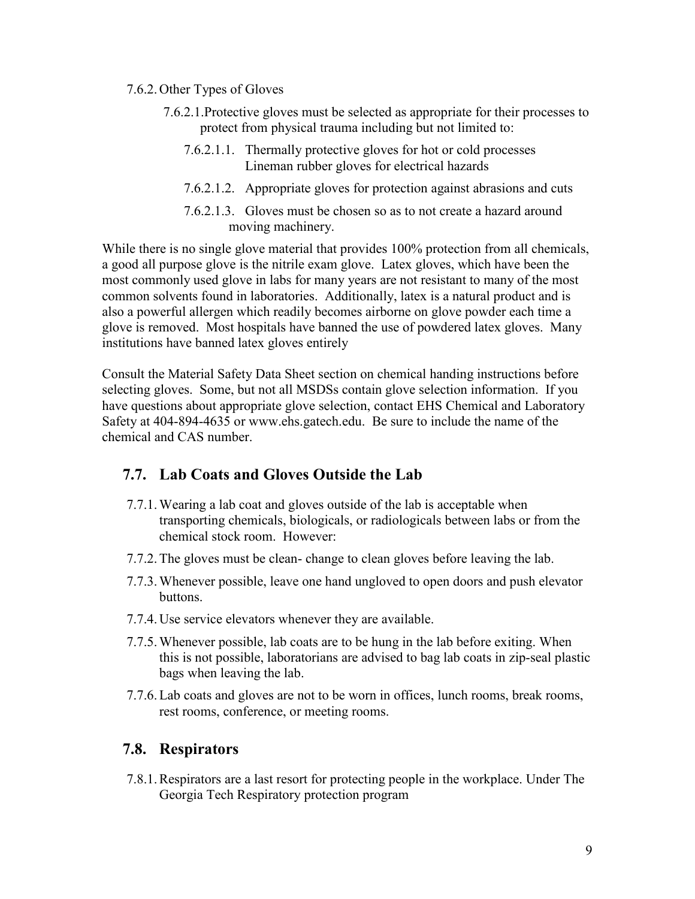7.6.2. Other Types of Gloves

7.6.2.1. Protective gloves must be selected as appropriate for their processes to protect from physical trauma including but not limited to:

7.6.2.1.1. Thermally protective gloves for hot or cold processes Lineman rubber gloves for electrical hazards

7.6.2.1.2. Appropriate gloves for protection against abrasions and cuts

7.6.2.1.3. Gloves must be chosen so as to not create a hazard around moving machinery.

While there is no single glove material that provides 100% protection from all chemicals, a good all purpose glove is the nitrile exam glove. Latex gloves, which have been the most commonly used glove in labs for many years are not resistant to many of the most common solvents found in laboratories. Additionally, latex is a natural product and is also a powerful allergen which readily becomes airborne on glove powder each time a glove is removed. Most hospitals have banned the use of powdered latex gloves. Many institutions have banned latex gloves entirely

Consult the Material Safety Data Sheet section on chemical handing instructions before selecting gloves. Some, but not all MSDSs contain glove selection information. If you have questions about appropriate glove selection, contact EHS Chemical and Laboratory Safety at 404-894-4635 or www.ehs.gatech.edu. Be sure to include the name of the chemical and CAS number.

## 7.7. Lab Coats and Gloves Outside the Lab

7.7.1. Wearing a lab coat and gloves outside of the lab is acceptable when transporting chemicals, biologicals, or radiologicals between labs or from the chemical stock room. However:

7.7.2. The gloves must be clean- change to clean gloves before leaving the lab.

7.7.3. Whenever possible, leave one hand ungloved to open doors and push elevator buttons.

7.7.4. Use service elevators whenever they are available.

7.7.5. Whenever possible, lab coats are to be hung in the lab before exiting. When this is not possible, laboratorians are advised to bag lab coats in zip-seal plastic bags when leaving the lab.

7.7.6. Lab coats and gloves are not to be worn in offices, lunch rooms, break rooms, rest rooms, conference, or meeting rooms.

## 7.8. Respirators

7.8.1. Respirators are a last resort for protecting people in the workplace. Under The Georgia Tech Respiratory protection program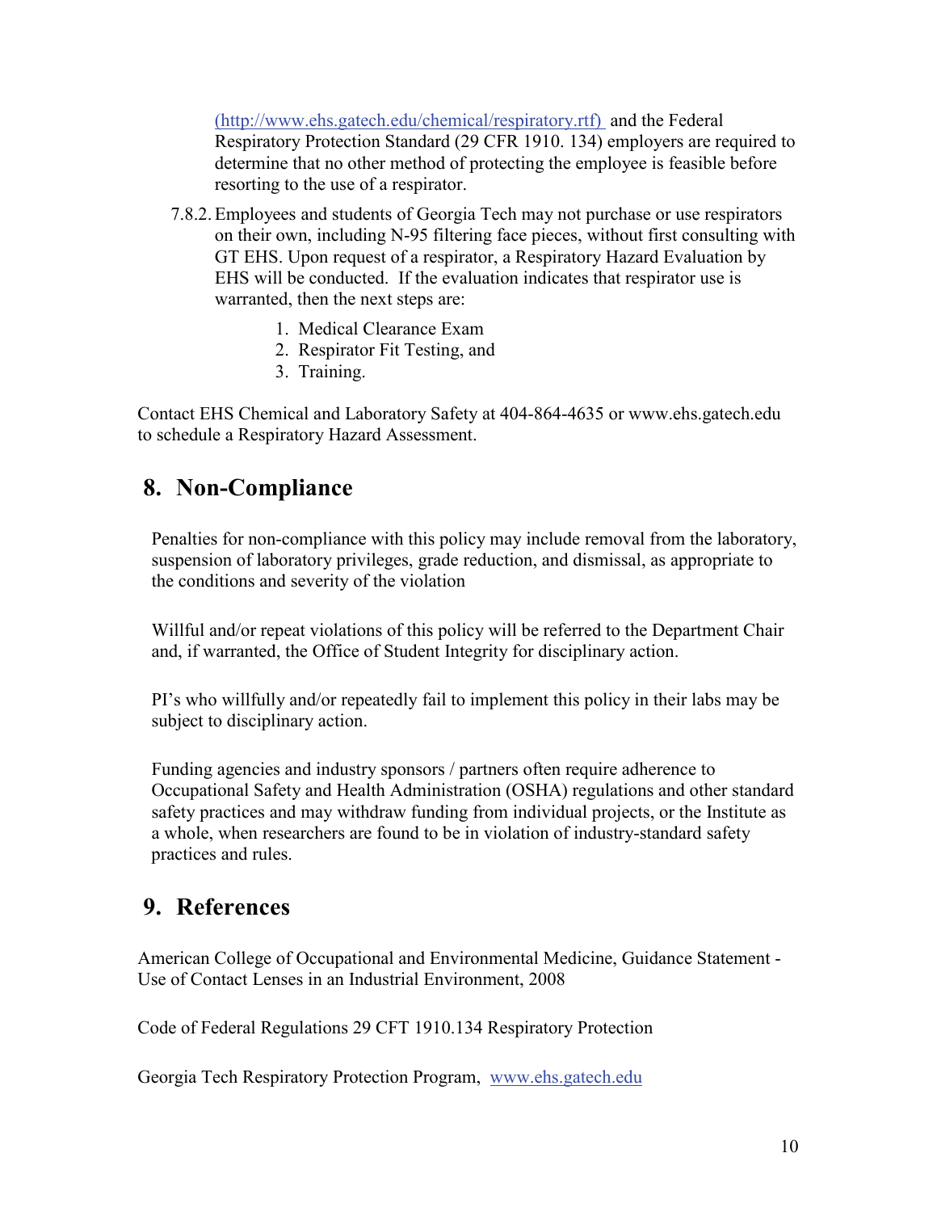(http://www.ehs.gatech.edu/chemical/respiratory.rtf) and the Federal Respiratory Protection Standard (29 CFR 1910. 134) employers are required to determine that no other method of protecting the employee is feasible before resorting to the use of a respirator.

7.8.2. Employees and students of Georgia Tech may not purchase or use respirators on their own, including N-95 filtering face pieces, without first consulting with GT EHS. Upon request of a respirator, a Respiratory Hazard Evaluation by EHS will be conducted. If the evaluation indicates that respirator use is warranted, then the next steps are:

1. Medical Clearance Exam
2. Respirator Fit Testing, and
3. Training.

Contact EHS Chemical and Laboratory Safety at 404-864-4635 or www.ehs.gatech.edu to schedule a Respiratory Hazard Assessment.

# 8. Non-Compliance

Penalties for non-compliance with this policy may include removal from the laboratory, suspension of laboratory privileges, grade reduction, and dismissal, as appropriate to the conditions and severity of the violation

Willful and/or repeat violations of this policy will be referred to the Department Chair and, if warranted, the Office of Student Integrity for disciplinary action.

PI's who willfully and/or repeatedly fail to implement this policy in their labs may be subject to disciplinary action.

Funding agencies and industry sponsors / partners often require adherence to Occupational Safety and Health Administration (OSHA) regulations and other standard safety practices and may withdraw funding from individual projects, or the Institute as a whole, when researchers are found to be in violation of industry-standard safety practices and rules.

# 9. References

American College of Occupational and Environmental Medicine, Guidance Statement - Use of Contact Lenses in an Industrial Environment, 2008

Code of Federal Regulations 29 CFT 1910.134 Respiratory Protection

Georgia Tech Respiratory Protection Program, www.ehs.gatech.edu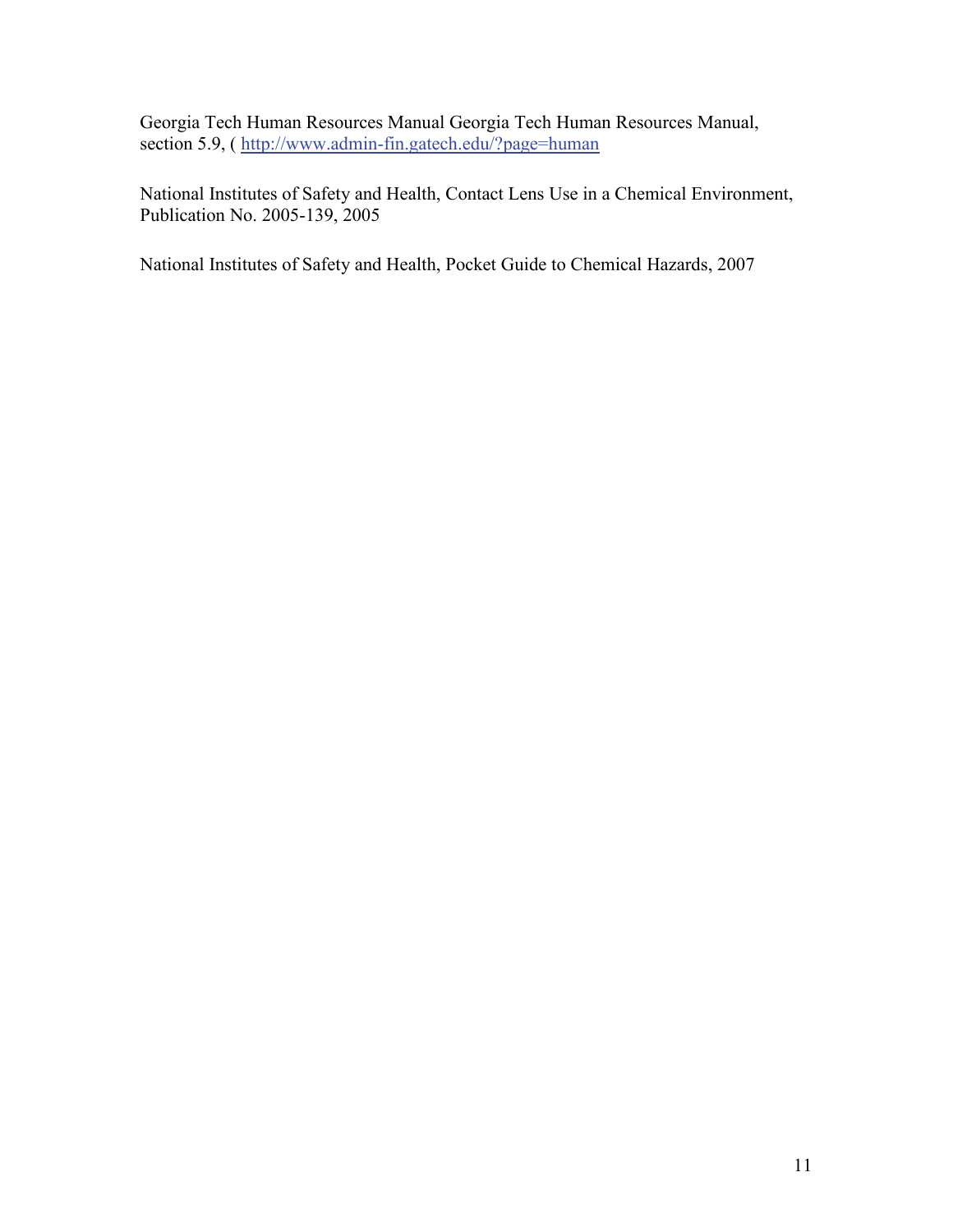Georgia Tech Human Resources Manual Georgia Tech Human Resources Manual, section 5.9, ( http://www.admin-fin.gatech.edu/?page=human

National Institutes of Safety and Health, Contact Lens Use in a Chemical Environment, Publication No. 2005-139, 2005

National Institutes of Safety and Health, Pocket Guide to Chemical Hazards, 2007